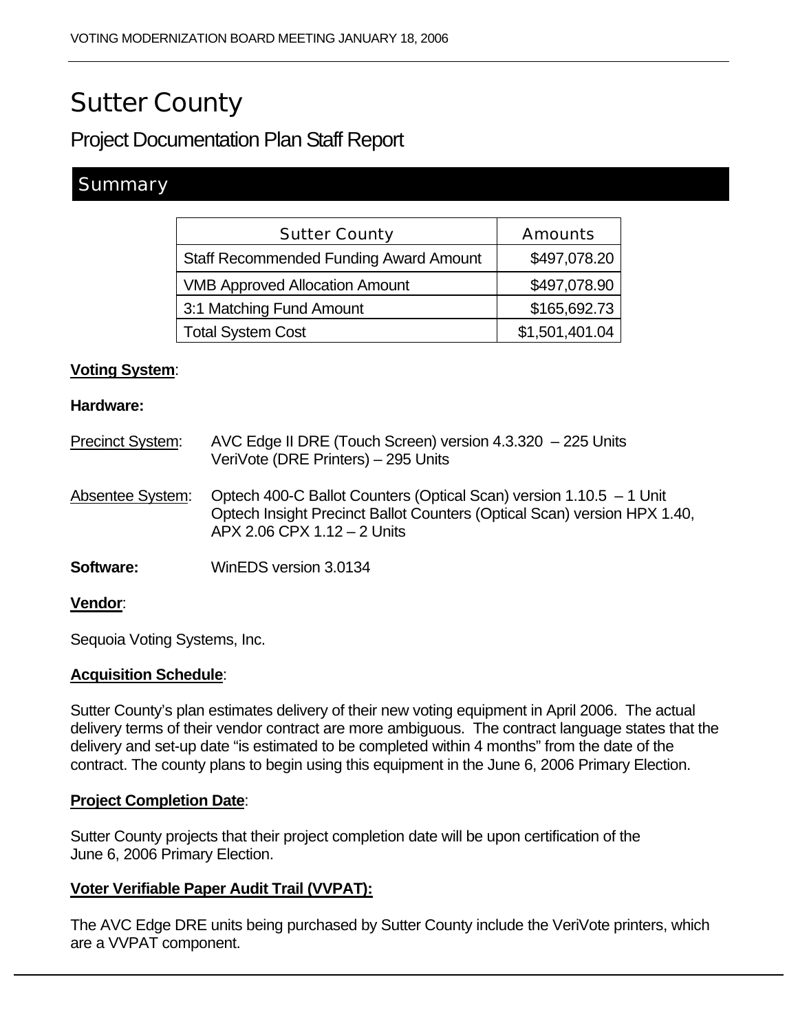# Sutter County

## Project Documentation Plan Staff Report

## Summary

| Sutter County | Amounts |
|---|---|
| Staff Recommended Funding Award Amount | $497,078.20 |
| VMB Approved Allocation Amount | $497,078.90 |
| 3:1 Matching Fund Amount | $165,692.73 |
| Total System Cost | $1,501,401.04 |

**Voting System**:

**Hardware:**

Precinct System: AVC Edge II DRE (Touch Screen) version 4.3.320 – 225 Units
VeriVote (DRE Printers) – 295 Units

Absentee System: Optech 400-C Ballot Counters (Optical Scan) version 1.10.5 – 1 Unit
Optech Insight Precinct Ballot Counters (Optical Scan) version HPX 1.40, APX 2.06 CPX 1.12 – 2 Units

**Software:** WinEDS version 3.0134

**Vendor**:

Sequoia Voting Systems, Inc.

**Acquisition Schedule**:

Sutter County's plan estimates delivery of their new voting equipment in April 2006. The actual delivery terms of their vendor contract are more ambiguous. The contract language states that the delivery and set-up date "is estimated to be completed within 4 months" from the date of the contract. The county plans to begin using this equipment in the June 6, 2006 Primary Election.

**Project Completion Date**:

Sutter County projects that their project completion date will be upon certification of the June 6, 2006 Primary Election.

**Voter Verifiable Paper Audit Trail (VVPAT):**

The AVC Edge DRE units being purchased by Sutter County include the VeriVote printers, which are a VVPAT component.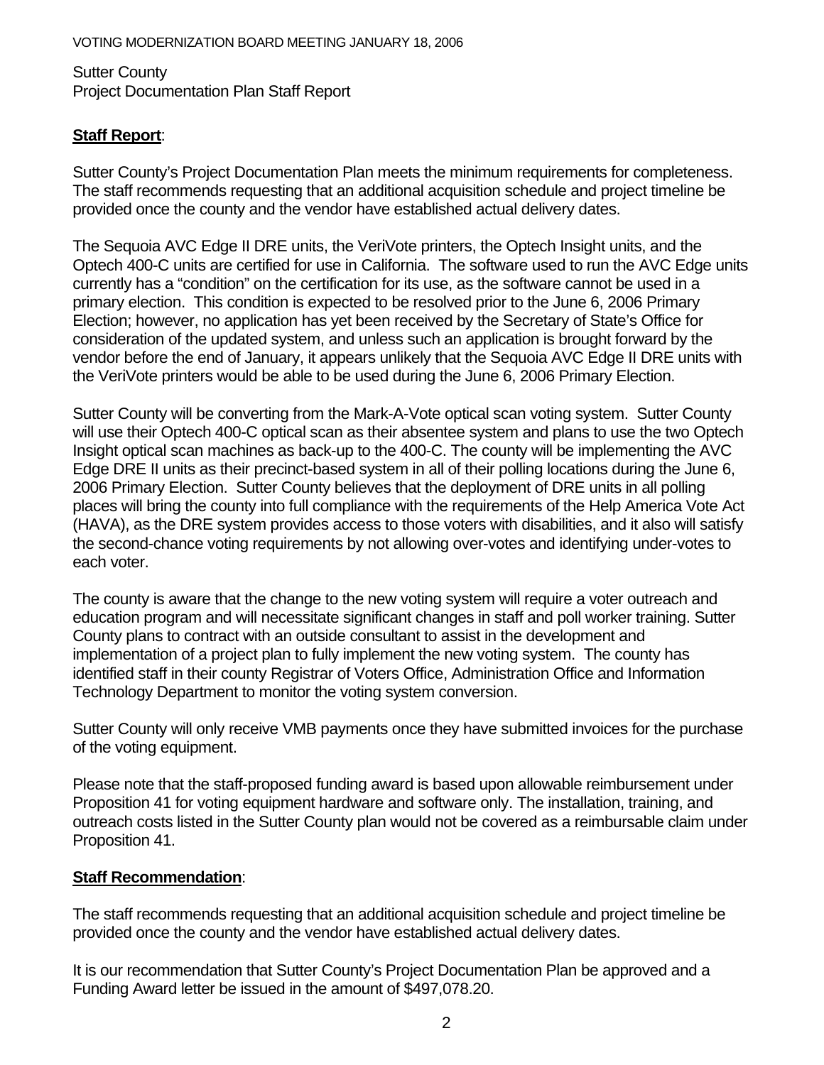Sutter County
Project Documentation Plan Staff Report

**Staff Report**:

Sutter County's Project Documentation Plan meets the minimum requirements for completeness. The staff recommends requesting that an additional acquisition schedule and project timeline be provided once the county and the vendor have established actual delivery dates.

The Sequoia AVC Edge II DRE units, the VeriVote printers, the Optech Insight units, and the Optech 400-C units are certified for use in California. The software used to run the AVC Edge units currently has a "condition" on the certification for its use, as the software cannot be used in a primary election. This condition is expected to be resolved prior to the June 6, 2006 Primary Election; however, no application has yet been received by the Secretary of State's Office for consideration of the updated system, and unless such an application is brought forward by the vendor before the end of January, it appears unlikely that the Sequoia AVC Edge II DRE units with the VeriVote printers would be able to be used during the June 6, 2006 Primary Election.

Sutter County will be converting from the Mark-A-Vote optical scan voting system. Sutter County will use their Optech 400-C optical scan as their absentee system and plans to use the two Optech Insight optical scan machines as back-up to the 400-C. The county will be implementing the AVC Edge DRE II units as their precinct-based system in all of their polling locations during the June 6, 2006 Primary Election. Sutter County believes that the deployment of DRE units in all polling places will bring the county into full compliance with the requirements of the Help America Vote Act (HAVA), as the DRE system provides access to those voters with disabilities, and it also will satisfy the second-chance voting requirements by not allowing over-votes and identifying under-votes to each voter.

The county is aware that the change to the new voting system will require a voter outreach and education program and will necessitate significant changes in staff and poll worker training. Sutter County plans to contract with an outside consultant to assist in the development and implementation of a project plan to fully implement the new voting system. The county has identified staff in their county Registrar of Voters Office, Administration Office and Information Technology Department to monitor the voting system conversion.

Sutter County will only receive VMB payments once they have submitted invoices for the purchase of the voting equipment.

Please note that the staff-proposed funding award is based upon allowable reimbursement under Proposition 41 for voting equipment hardware and software only. The installation, training, and outreach costs listed in the Sutter County plan would not be covered as a reimbursable claim under Proposition 41.

**Staff Recommendation**:

The staff recommends requesting that an additional acquisition schedule and project timeline be provided once the county and the vendor have established actual delivery dates.

It is our recommendation that Sutter County's Project Documentation Plan be approved and a Funding Award letter be issued in the amount of $497,078.20.